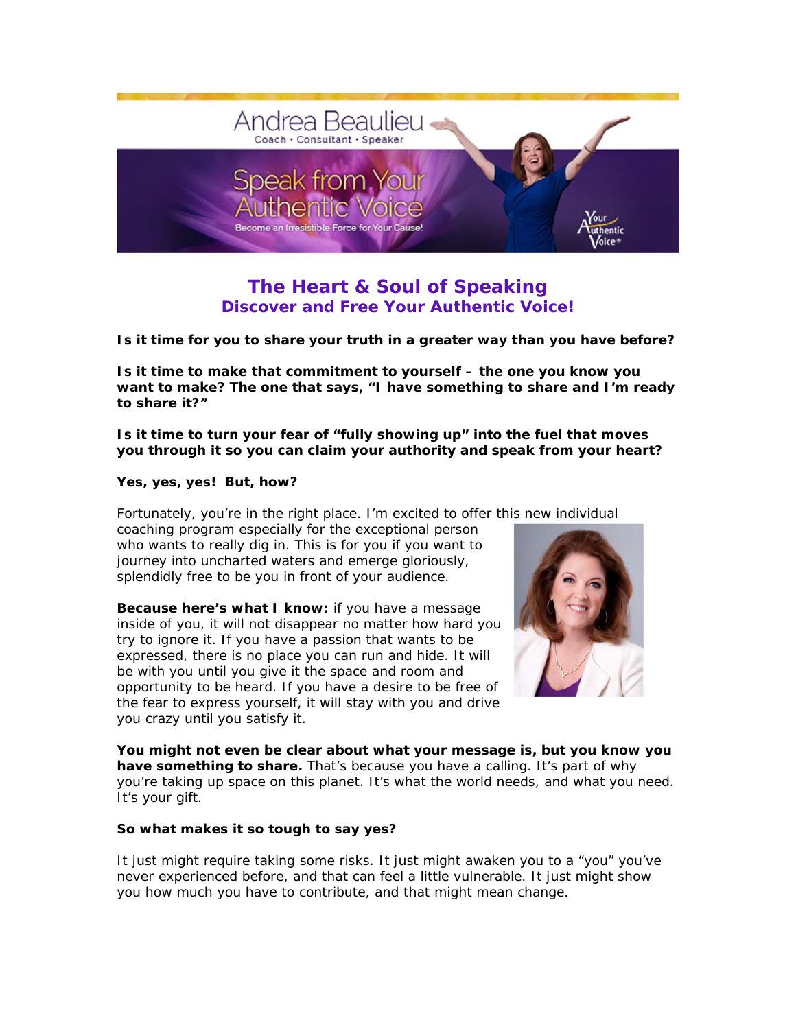# The Heart & Soul of Speaking

## Discover and Free Your Authentic Voice!

**Is it time for you to share your truth in a greater way than you have before?**

**Is it time to make that commitment to yourself – the one you know you want to make? The one that says, "I have something to share and I'm ready to share it?"**

**Is it time to turn your fear of "fully showing up" into the fuel that moves you through it so you can claim your authority and speak from your heart?**

**Yes, yes, yes! But, how?**

Fortunately, you're in the right place. I'm excited to offer this new individual coaching program especially for the exceptional person who wants to really dig in. This is for you if you want to journey into uncharted waters and emerge gloriously, splendidly free to be you in front of your audience.

**Because here's what I know:** if you have a message inside of you, it will not disappear no matter how hard you try to ignore it. If you have a passion that wants to be expressed, there is no place you can run and hide. It will be with you until you give it the space and room and opportunity to be heard. If you have a desire to be free of the fear to express yourself, it will stay with you and drive you crazy until you satisfy it.

**You might not even be clear about what your message is, but you know you have something to share.** That's because you have a calling. It's part of why you're taking up space on this planet. It's what the world needs, and what you need. It's your gift.

**So what makes it so tough to say yes?**

It just might require taking some risks. It just might awaken you to a "you" you've never experienced before, and that can feel a little vulnerable. It just might show you how much you have to contribute, and that might mean change.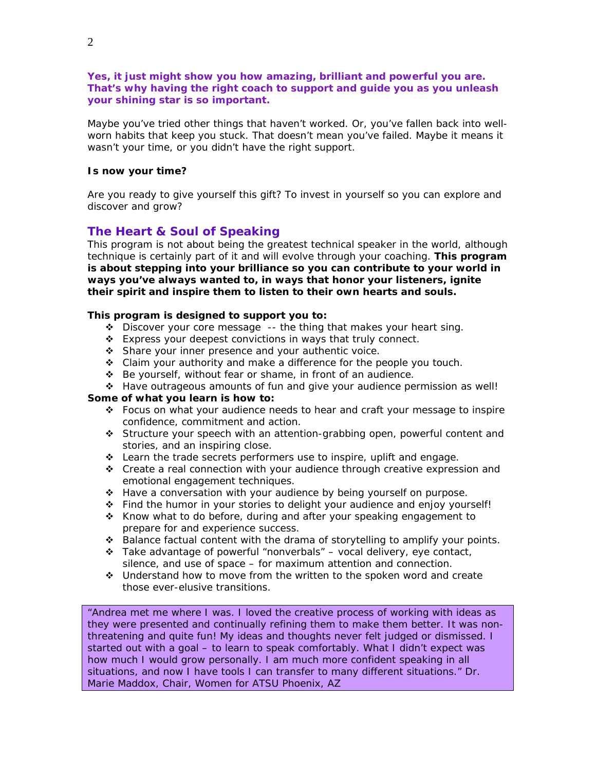**Yes, it just might show you how amazing, brilliant and powerful you are. That's why having the right coach to support and guide you as you unleash your shining star is so important.**

Maybe you've tried other things that haven't worked. Or, you've fallen back into well-worn habits that keep you stuck. That doesn't mean you've failed. Maybe it means it wasn't your time, or you didn't have the right support.

**Is now your time?**

Are you ready to give yourself this gift? To invest in yourself so you can explore and discover and grow?

## The Heart & Soul of Speaking

This program is not about being the greatest technical speaker in the world, although technique is certainly part of it and will evolve through your coaching. **This program is about stepping into your brilliance so you can contribute to your world in ways you've always wanted to, in ways that honor your listeners, ignite their spirit and inspire them to listen to their own hearts and souls.**

**This program is designed to support you to:**

- Discover your core message -- the thing that makes your heart sing.
- Express your deepest convictions in ways that truly connect.
- Share your inner presence and your authentic voice.
- Claim your authority and make a difference for the people you touch.
- Be yourself, without fear or shame, in front of an audience.
- Have outrageous amounts of fun and give your audience permission as well!

**Some of what you learn is how to:**

- Focus on what your audience needs to hear and craft your message to inspire confidence, commitment and action.
- Structure your speech with an attention-grabbing open, powerful content and stories, and an inspiring close.
- Learn the trade secrets performers use to inspire, uplift and engage.
- Create a real connection with your audience through creative expression and emotional engagement techniques.
- Have a conversation with your audience by being yourself on purpose.
- Find the humor in your stories to delight your audience and enjoy yourself!
- Know what to do before, during and after your speaking engagement to prepare for and experience success.
- Balance factual content with the drama of storytelling to amplify your points.
- Take advantage of powerful "nonverbals" – vocal delivery, eye contact, silence, and use of space – for maximum attention and connection.
- Understand how to move from the written to the spoken word and create those ever-elusive transitions.

> "Andrea met me where I was. I loved the creative process of working with ideas as they were presented and continually refining them to make them better. It was non-threatening and quite fun! My ideas and thoughts never felt judged or dismissed. I started out with a goal – to learn to speak comfortably. What I didn't expect was how much I would grow personally. I am much more confident speaking in all situations, and now I have tools I can transfer to many different situations." Dr. Marie Maddox, Chair, Women for ATSU Phoenix, AZ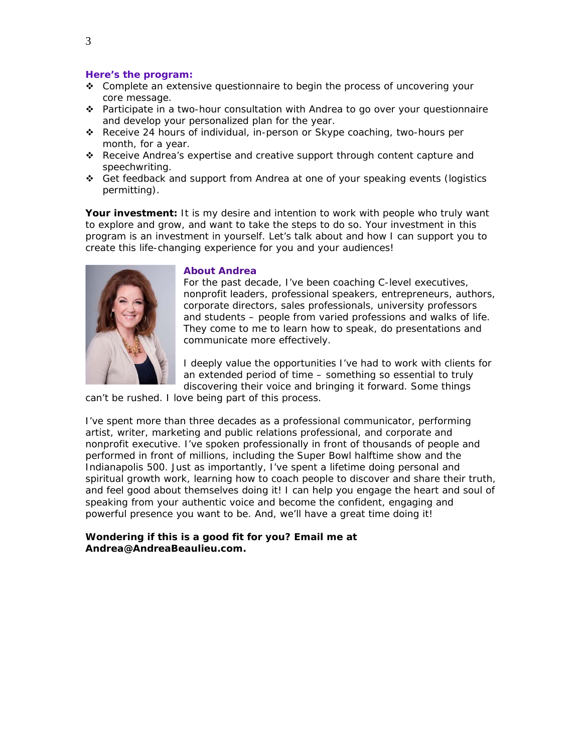**Here's the program:**

- Complete an extensive questionnaire to begin the process of uncovering your core message.
- Participate in a two-hour consultation with Andrea to go over your questionnaire and develop your personalized plan for the year.
- Receive 24 hours of individual, in-person or Skype coaching, two-hours per month, for a year.
- Receive Andrea's expertise and creative support through content capture and speechwriting.
- Get feedback and support from Andrea at one of your speaking events (logistics permitting).

**Your investment:** It is my desire and intention to work with people who truly want to explore and grow, and want to take the steps to do so. Your investment in this program is an investment in yourself. Let's talk about and how I can support you to create this life-changing experience for you and your audiences!

**About Andrea**

For the past decade, I've been coaching C-level executives, nonprofit leaders, professional speakers, entrepreneurs, authors, corporate directors, sales professionals, university professors and students – people from varied professions and walks of life. They come to me to learn how to speak, do presentations and communicate more effectively.

I deeply value the opportunities I've had to work with clients for an extended period of time – something so essential to truly discovering their voice and bringing it forward. Some things can't be rushed. I love being part of this process.

I've spent more than three decades as a professional communicator, performing artist, writer, marketing and public relations professional, and corporate and nonprofit executive. I've spoken professionally in front of thousands of people and performed in front of millions, including the Super Bowl halftime show and the Indianapolis 500. Just as importantly, I've spent a lifetime doing personal and spiritual growth work, learning how to coach people to discover and share their truth, and feel good about themselves doing it! I can help you engage the heart and soul of speaking from your authentic voice and become the confident, engaging and powerful presence you want to be. And, we'll have a great time doing it!

**Wondering if this is a good fit for you? Email me at Andrea@AndreaBeaulieu.com.**